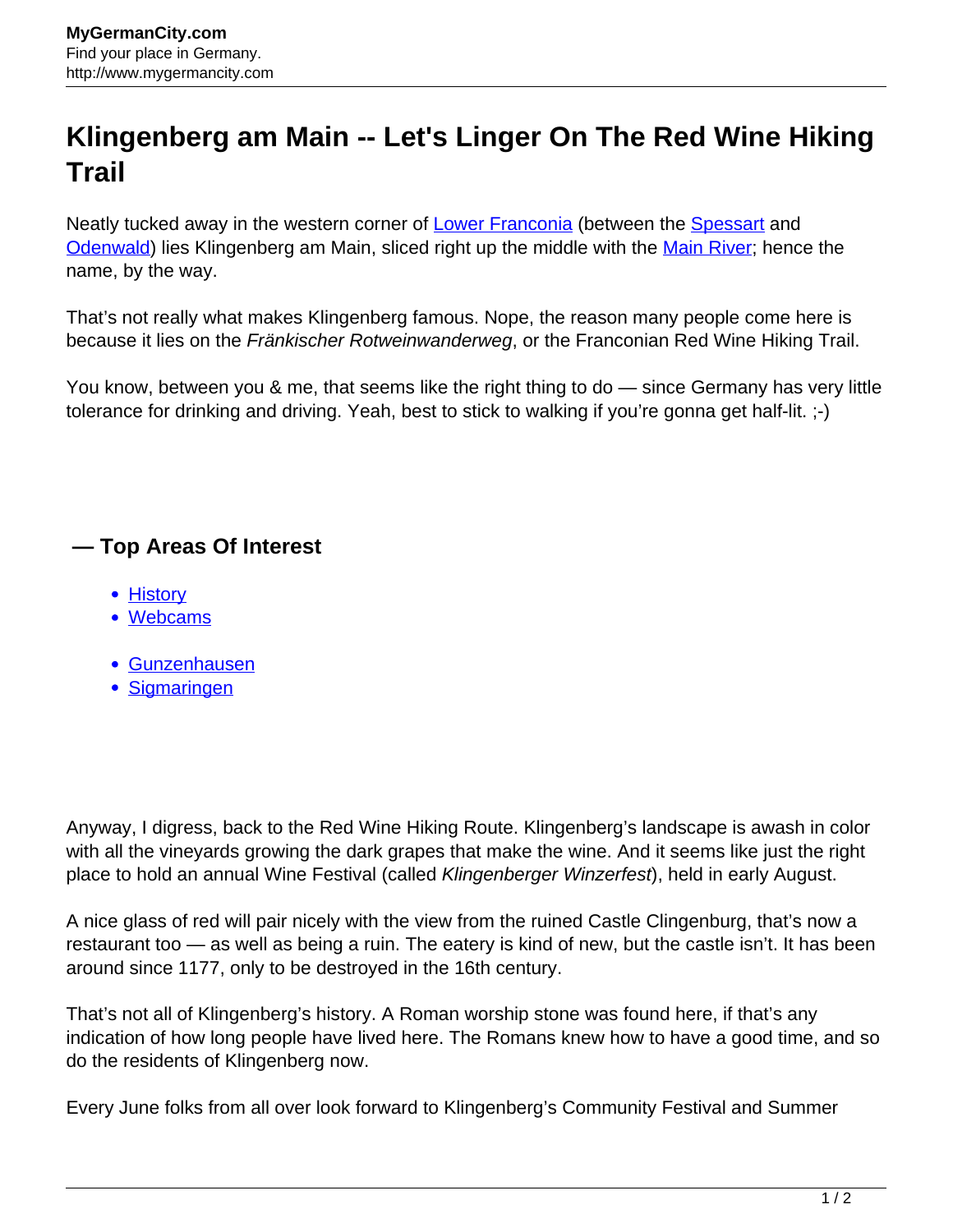# Klingenberg am Main -- Let's Linger On The Red Wine Hiking Trail

Neatly tucked away in the western corner of Lower Franconia (between the Spessart and Odenwald) lies Klingenberg am Main, sliced right up the middle with the Main River; hence the name, by the way.

That's not really what makes Klingenberg famous. Nope, the reason many people come here is because it lies on the *Fränkischer Rotweinwanderweg*, or the Franconian Red Wine Hiking Trail.

You know, between you & me, that seems like the right thing to do — since Germany has very little tolerance for drinking and driving. Yeah, best to stick to walking if you're gonna get half-lit. ;-)

## — Top Areas Of Interest

- History
- Webcams

- Gunzenhausen
- Sigmaringen

Anyway, I digress, back to the Red Wine Hiking Route. Klingenberg's landscape is awash in color with all the vineyards growing the dark grapes that make the wine. And it seems like just the right place to hold an annual Wine Festival (called *Klingenberger Winzerfest*), held in early August.

A nice glass of red will pair nicely with the view from the ruined Castle Clingenburg, that's now a restaurant too — as well as being a ruin. The eatery is kind of new, but the castle isn't. It has been around since 1177, only to be destroyed in the 16th century.

That's not all of Klingenberg's history. A Roman worship stone was found here, if that's any indication of how long people have lived here. The Romans knew how to have a good time, and so do the residents of Klingenberg now.

Every June folks from all over look forward to Klingenberg's Community Festival and Summer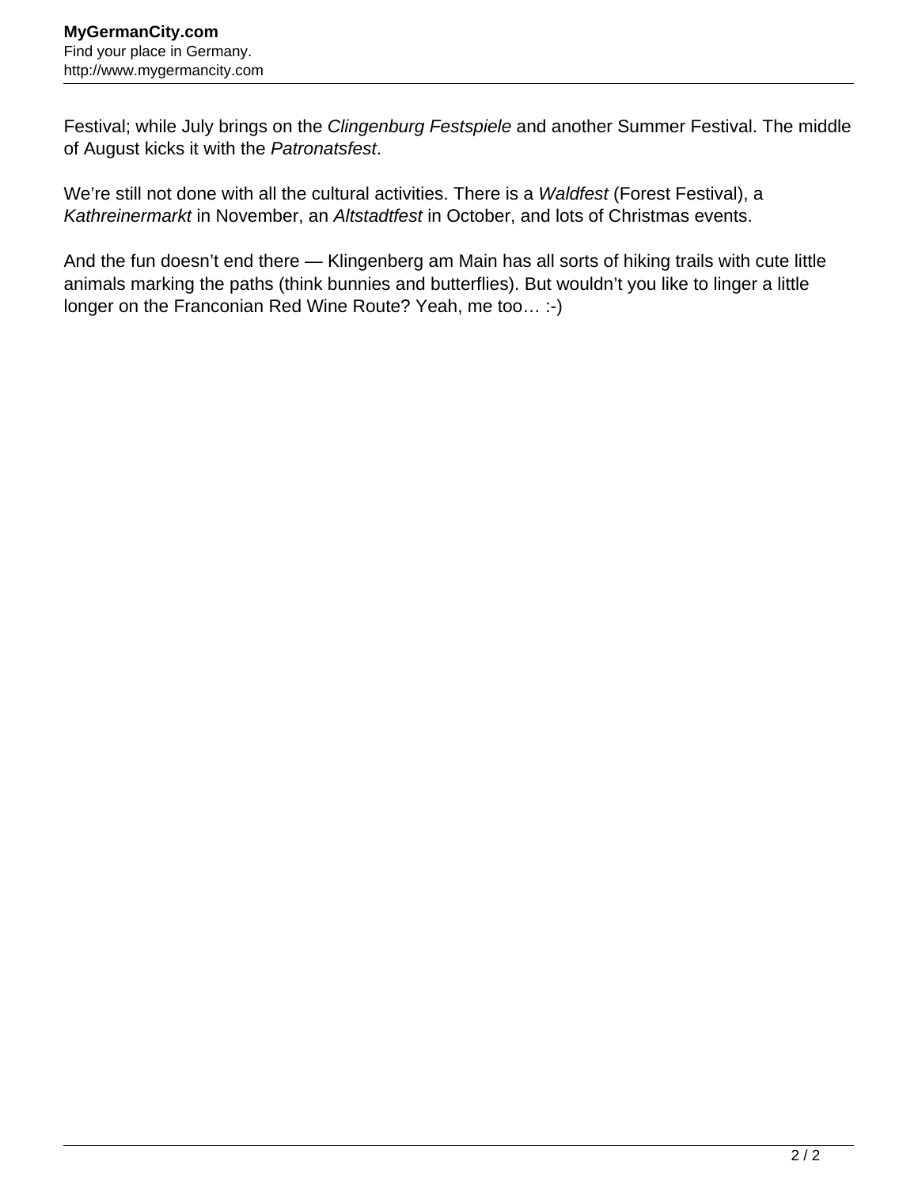Festival; while July brings on the *Clingenburg Festspiele* and another Summer Festival. The middle of August kicks it with the *Patronatsfest*.

We're still not done with all the cultural activities. There is a *Waldfest* (Forest Festival), a *Kathreinermarkt* in November, an *Altstadtfest* in October, and lots of Christmas events.

And the fun doesn't end there — Klingenberg am Main has all sorts of hiking trails with cute little animals marking the paths (think bunnies and butterflies). But wouldn't you like to linger a little longer on the Franconian Red Wine Route? Yeah, me too… :-)